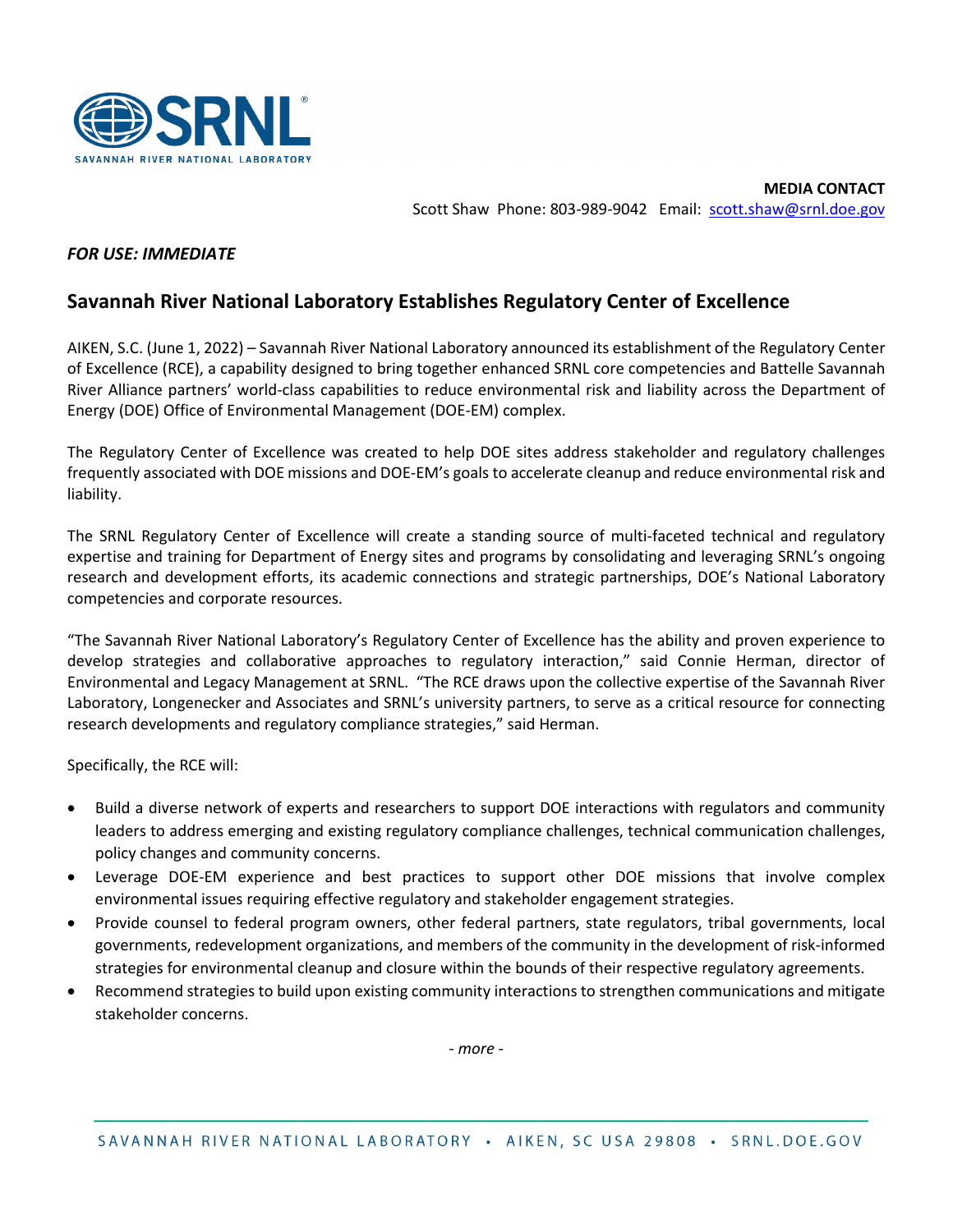**MEDIA CONTACT**
Scott Shaw Phone: 803-989-9042 Email: scott.shaw@srnl.doe.gov

***FOR USE: IMMEDIATE***

## Savannah River National Laboratory Establishes Regulatory Center of Excellence

AIKEN, S.C. (June 1, 2022) – Savannah River National Laboratory announced its establishment of the Regulatory Center of Excellence (RCE), a capability designed to bring together enhanced SRNL core competencies and Battelle Savannah River Alliance partners' world-class capabilities to reduce environmental risk and liability across the Department of Energy (DOE) Office of Environmental Management (DOE-EM) complex.

The Regulatory Center of Excellence was created to help DOE sites address stakeholder and regulatory challenges frequently associated with DOE missions and DOE-EM's goals to accelerate cleanup and reduce environmental risk and liability.

The SRNL Regulatory Center of Excellence will create a standing source of multi-faceted technical and regulatory expertise and training for Department of Energy sites and programs by consolidating and leveraging SRNL's ongoing research and development efforts, its academic connections and strategic partnerships, DOE's National Laboratory competencies and corporate resources.

"The Savannah River National Laboratory's Regulatory Center of Excellence has the ability and proven experience to develop strategies and collaborative approaches to regulatory interaction," said Connie Herman, director of Environmental and Legacy Management at SRNL. "The RCE draws upon the collective expertise of the Savannah River Laboratory, Longenecker and Associates and SRNL's university partners, to serve as a critical resource for connecting research developments and regulatory compliance strategies," said Herman.

Specifically, the RCE will:

- Build a diverse network of experts and researchers to support DOE interactions with regulators and community leaders to address emerging and existing regulatory compliance challenges, technical communication challenges, policy changes and community concerns.
- Leverage DOE-EM experience and best practices to support other DOE missions that involve complex environmental issues requiring effective regulatory and stakeholder engagement strategies.
- Provide counsel to federal program owners, other federal partners, state regulators, tribal governments, local governments, redevelopment organizations, and members of the community in the development of risk-informed strategies for environmental cleanup and closure within the bounds of their respective regulatory agreements.
- Recommend strategies to build upon existing community interactions to strengthen communications and mitigate stakeholder concerns.

*- more -*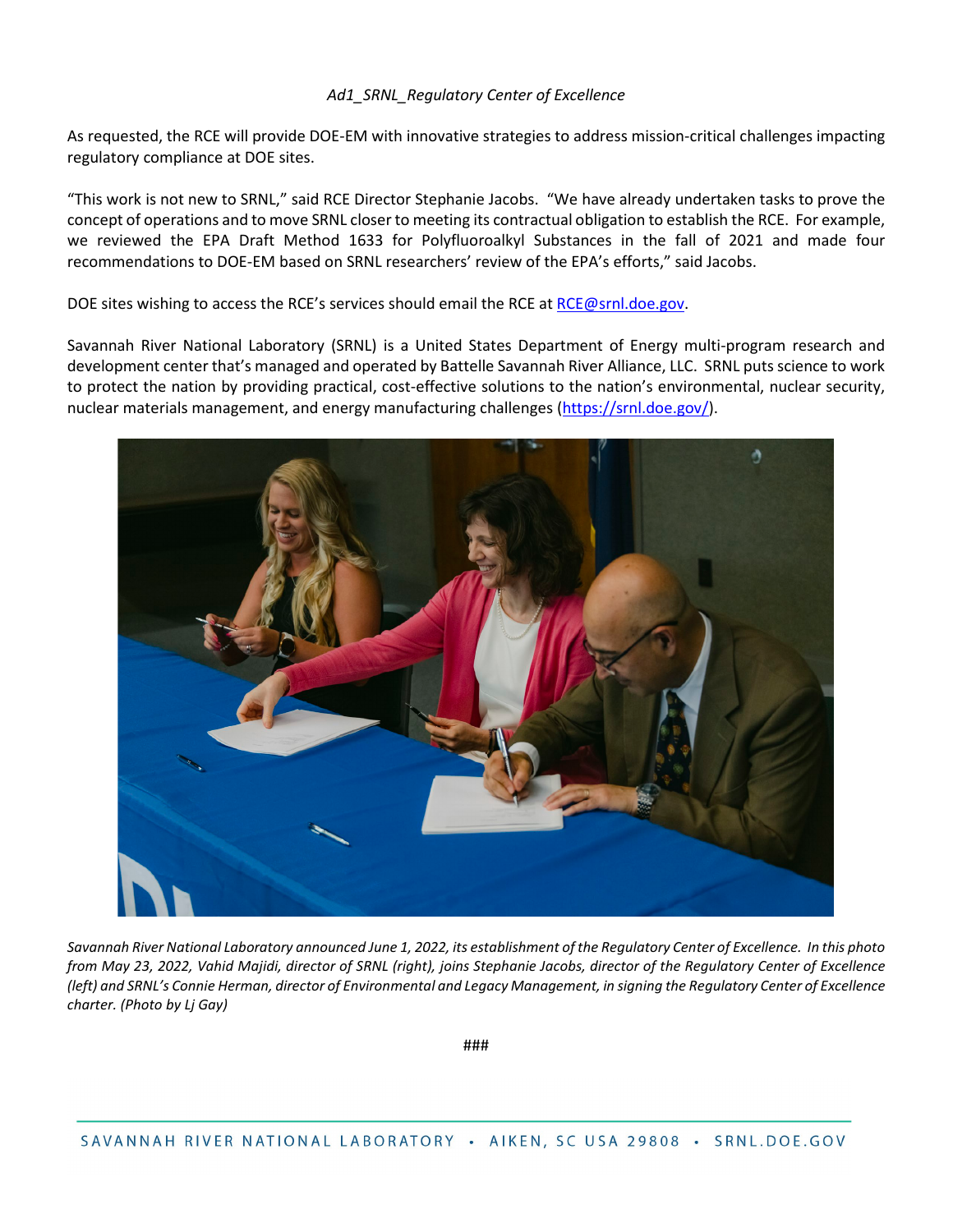*Ad1_SRNL_Regulatory Center of Excellence*

As requested, the RCE will provide DOE-EM with innovative strategies to address mission-critical challenges impacting regulatory compliance at DOE sites.

"This work is not new to SRNL," said RCE Director Stephanie Jacobs. "We have already undertaken tasks to prove the concept of operations and to move SRNL closer to meeting its contractual obligation to establish the RCE. For example, we reviewed the EPA Draft Method 1633 for Polyfluoroalkyl Substances in the fall of 2021 and made four recommendations to DOE-EM based on SRNL researchers' review of the EPA's efforts," said Jacobs.

DOE sites wishing to access the RCE's services should email the RCE at [RCE@srnl.doe.gov](mailto:RCE@srnl.doe.gov).

Savannah River National Laboratory (SRNL) is a United States Department of Energy multi-program research and development center that's managed and operated by Battelle Savannah River Alliance, LLC. SRNL puts science to work to protect the nation by providing practical, cost-effective solutions to the nation's environmental, nuclear security, nuclear materials management, and energy manufacturing challenges ([https://srnl.doe.gov/](https://srnl.doe.gov/)).

*Savannah River National Laboratory announced June 1, 2022, its establishment of the Regulatory Center of Excellence. In this photo from May 23, 2022, Vahid Majidi, director of SRNL (right), joins Stephanie Jacobs, director of the Regulatory Center of Excellence (left) and SRNL's Connie Herman, director of Environmental and Legacy Management, in signing the Regulatory Center of Excellence charter. (Photo by Lj Gay)*

###